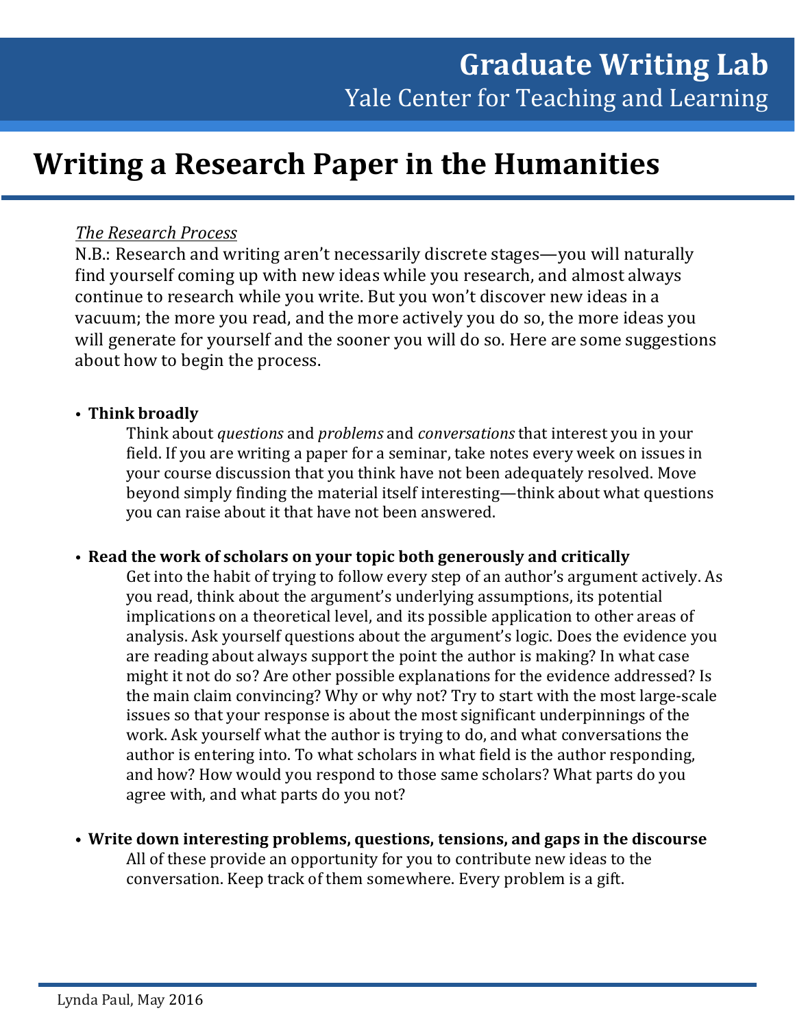Graduate Writing Lab
Yale Center for Teaching and Learning

# Writing a Research Paper in the Humanities

*The Research Process*

N.B.: Research and writing aren't necessarily discrete stages—you will naturally find yourself coming up with new ideas while you research, and almost always continue to research while you write. But you won't discover new ideas in a vacuum; the more you read, and the more actively you do so, the more ideas you will generate for yourself and the sooner you will do so. Here are some suggestions about how to begin the process.

- **Think broadly**
  Think about *questions* and *problems* and *conversations* that interest you in your field. If you are writing a paper for a seminar, take notes every week on issues in your course discussion that you think have not been adequately resolved. Move beyond simply finding the material itself interesting—think about what questions you can raise about it that have not been answered.

- **Read the work of scholars on your topic both generously and critically**
  Get into the habit of trying to follow every step of an author's argument actively. As you read, think about the argument's underlying assumptions, its potential implications on a theoretical level, and its possible application to other areas of analysis. Ask yourself questions about the argument's logic. Does the evidence you are reading about always support the point the author is making? In what case might it not do so? Are other possible explanations for the evidence addressed? Is the main claim convincing? Why or why not? Try to start with the most large-scale issues so that your response is about the most significant underpinnings of the work. Ask yourself what the author is trying to do, and what conversations the author is entering into. To what scholars in what field is the author responding, and how? How would you respond to those same scholars? What parts do you agree with, and what parts do you not?

- **Write down interesting problems, questions, tensions, and gaps in the discourse**
  All of these provide an opportunity for you to contribute new ideas to the conversation. Keep track of them somewhere. Every problem is a gift.

Lynda Paul, May 2016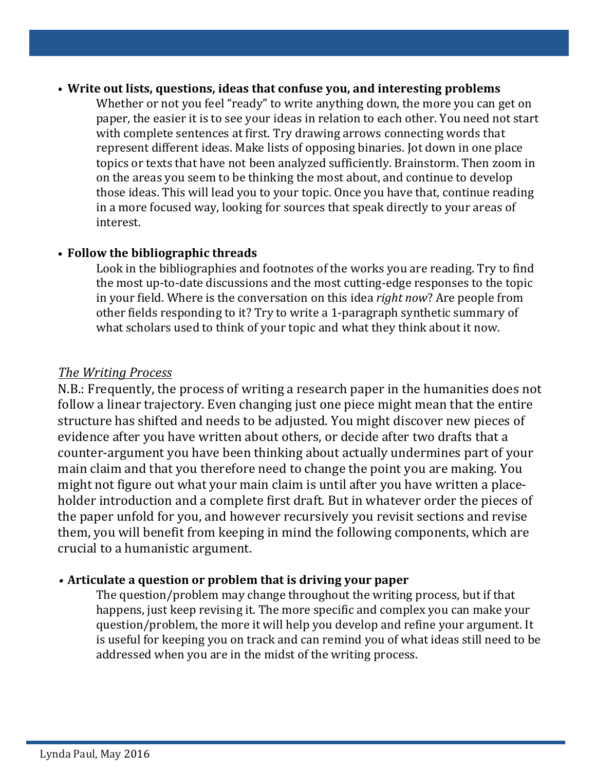- **Write out lists, questions, ideas that confuse you, and interesting problems**
  
  Whether or not you feel "ready" to write anything down, the more you can get on paper, the easier it is to see your ideas in relation to each other. You need not start with complete sentences at first. Try drawing arrows connecting words that represent different ideas. Make lists of opposing binaries. Jot down in one place topics or texts that have not been analyzed sufficiently. Brainstorm. Then zoom in on the areas you seem to be thinking the most about, and continue to develop those ideas. This will lead you to your topic. Once you have that, continue reading in a more focused way, looking for sources that speak directly to your areas of interest.

- **Follow the bibliographic threads**
  
  Look in the bibliographies and footnotes of the works you are reading. Try to find the most up-to-date discussions and the most cutting-edge responses to the topic in your field. Where is the conversation on this idea *right now*? Are people from other fields responding to it? Try to write a 1-paragraph synthetic summary of what scholars used to think of your topic and what they think about it now.

*The Writing Process*

N.B.: Frequently, the process of writing a research paper in the humanities does not follow a linear trajectory. Even changing just one piece might mean that the entire structure has shifted and needs to be adjusted. You might discover new pieces of evidence after you have written about others, or decide after two drafts that a counter-argument you have been thinking about actually undermines part of your main claim and that you therefore need to change the point you are making. You might not figure out what your main claim is until after you have written a place-holder introduction and a complete first draft. But in whatever order the pieces of the paper unfold for you, and however recursively you revisit sections and revise them, you will benefit from keeping in mind the following components, which are crucial to a humanistic argument.

- **Articulate a question or problem that is driving your paper**
  
  The question/problem may change throughout the writing process, but if that happens, just keep revising it. The more specific and complex you can make your question/problem, the more it will help you develop and refine your argument. It is useful for keeping you on track and can remind you of what ideas still need to be addressed when you are in the midst of the writing process.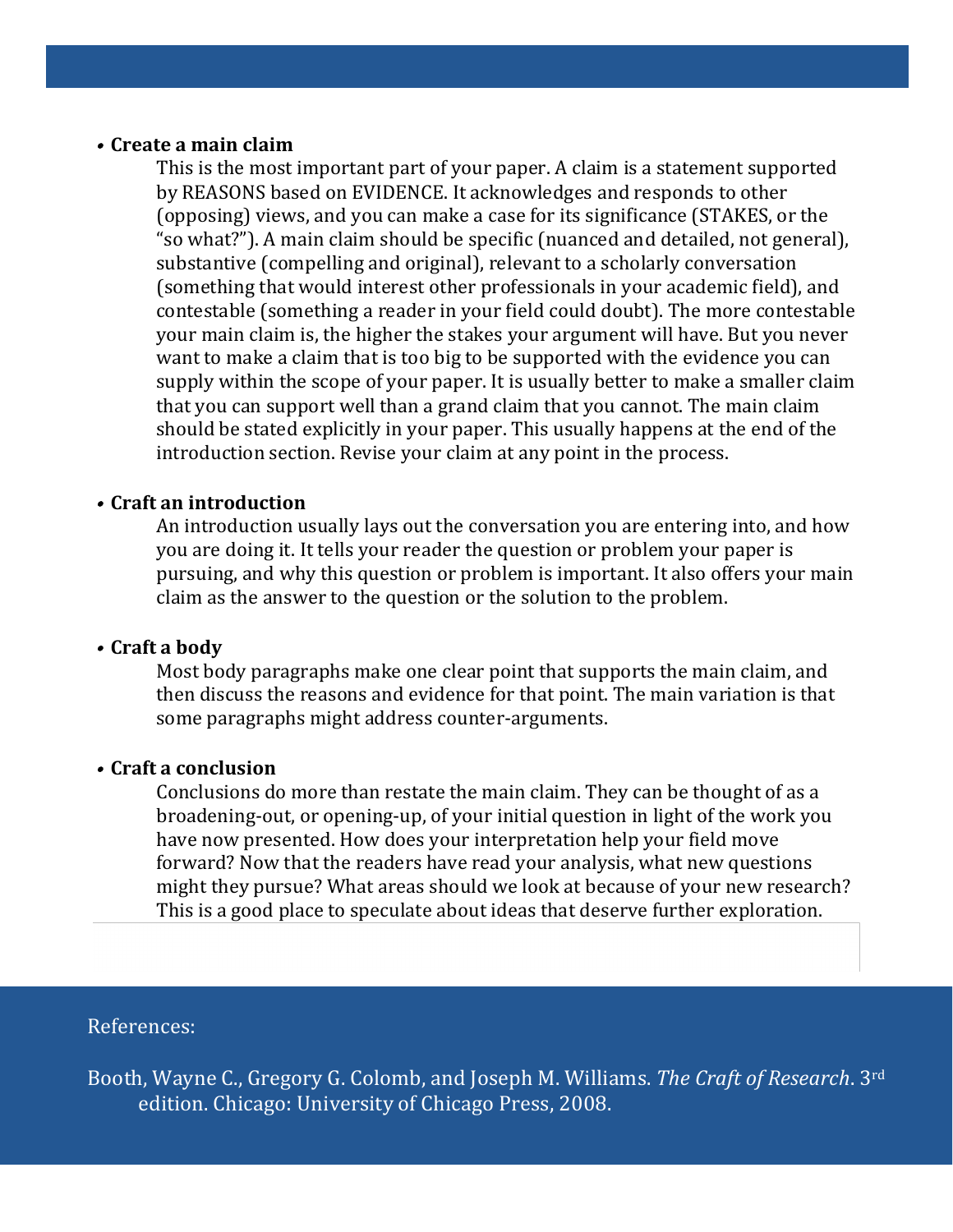- **Create a main claim**

  This is the most important part of your paper. A claim is a statement supported by REASONS based on EVIDENCE. It acknowledges and responds to other (opposing) views, and you can make a case for its significance (STAKES, or the "so what?"). A main claim should be specific (nuanced and detailed, not general), substantive (compelling and original), relevant to a scholarly conversation (something that would interest other professionals in your academic field), and contestable (something a reader in your field could doubt). The more contestable your main claim is, the higher the stakes your argument will have. But you never want to make a claim that is too big to be supported with the evidence you can supply within the scope of your paper. It is usually better to make a smaller claim that you can support well than a grand claim that you cannot. The main claim should be stated explicitly in your paper. This usually happens at the end of the introduction section. Revise your claim at any point in the process.

- **Craft an introduction**

  An introduction usually lays out the conversation you are entering into, and how you are doing it. It tells your reader the question or problem your paper is pursuing, and why this question or problem is important. It also offers your main claim as the answer to the question or the solution to the problem.

- **Craft a body**

  Most body paragraphs make one clear point that supports the main claim, and then discuss the reasons and evidence for that point. The main variation is that some paragraphs might address counter-arguments.

- **Craft a conclusion**

  Conclusions do more than restate the main claim. They can be thought of as a broadening-out, or opening-up, of your initial question in light of the work you have now presented. How does your interpretation help your field move forward? Now that the readers have read your analysis, what new questions might they pursue? What areas should we look at because of your new research? This is a good place to speculate about ideas that deserve further exploration.

References:

Booth, Wayne C., Gregory G. Colomb, and Joseph M. Williams. *The Craft of Research*. 3rd edition. Chicago: University of Chicago Press, 2008.